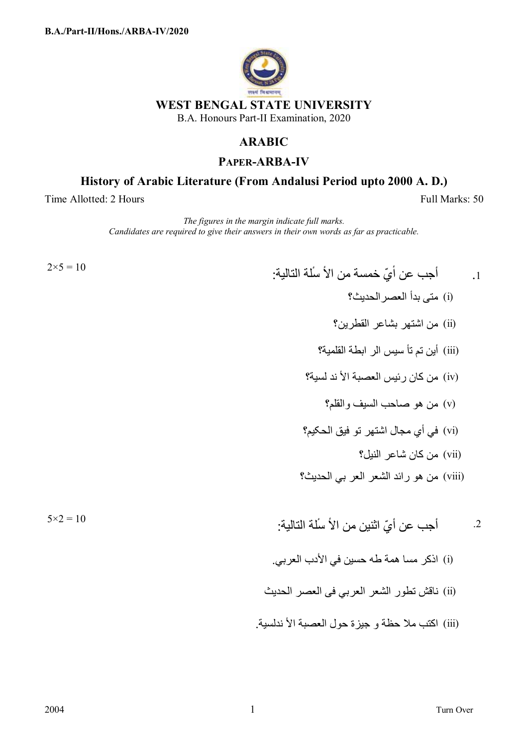B.A./Part-II/Hons./ARBA-IV/2020

# WEST BENGAL STATE UNIVERSITY

B.A. Honours Part-II Examination, 2020

## ARABIC

### PAPER-ARBA-IV

### History of Arabic Literature (From Andalusi Period upto 2000 A. D.)

Time Allotted: 2 Hours — Full Marks: 50

*The figures in the margin indicate full marks.*
*Candidates are required to give their answers in their own words as far as practicable.*

1. أجب عن أيّ خمسة من الأ سئلة التالية: $2\times5 = 10$

(i) متى بدأ العصرالحديث؟

(ii) من اشتهر بشاعر القطرين؟

(iii) أين تم تأ سيس الر ابطة القلمية؟

(iv) من كان رئيس العصبة الأ ند لسية؟

(v) من هو صاحب السيف والقلم؟

(vi) في أي مجال اشتهر تو فيق الحكيم؟

(vii) من كان شاعر النيل؟

(viii) من هو رائد الشعر العر بي الحديث؟

2. أجب عن أيّ اثنين من الأ سئلة التالية: $5\times2 = 10$

(i) اذكر مسا همة طه حسين في الأدب العربي.

(ii) ناقش تطور الشعر العربي فى العصر الحديث

(iii) اكتب ملا حظة و جيزة حول العصبة الأ ندلسية.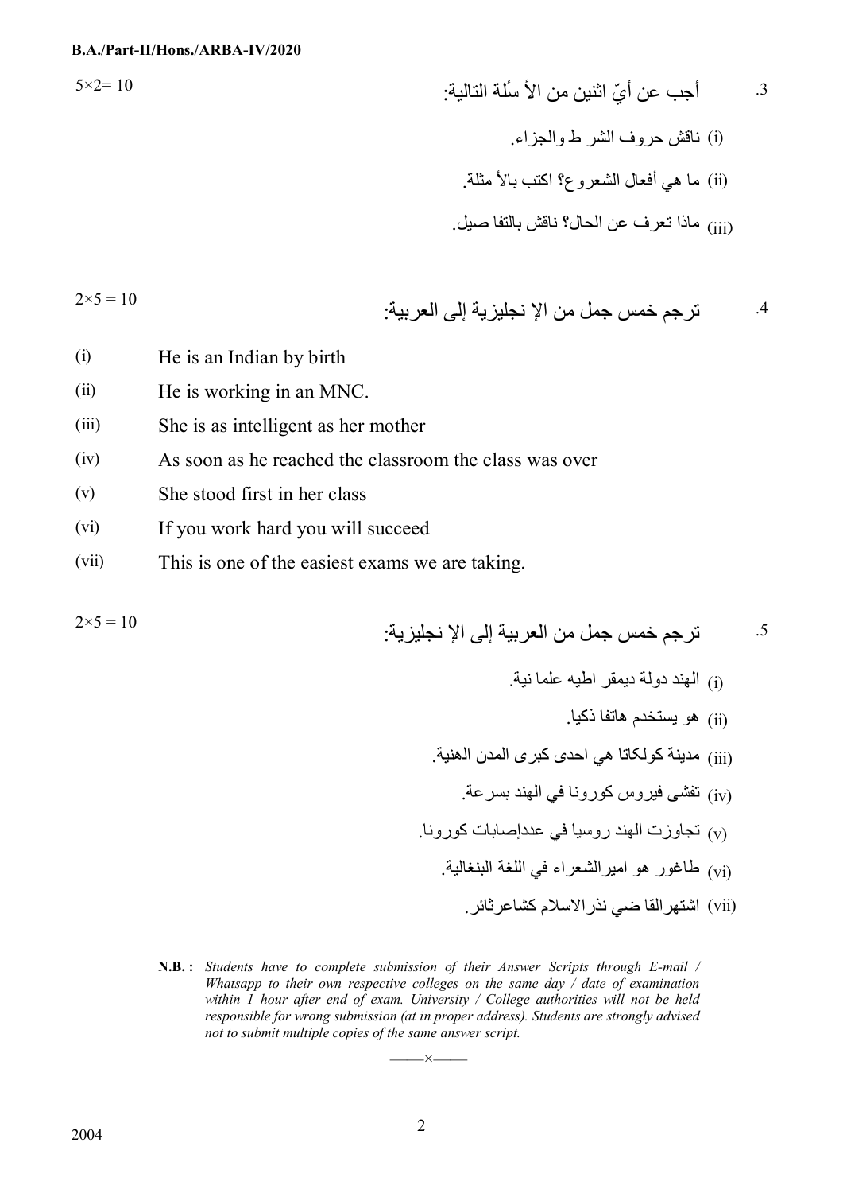3. أجب عن أيّ اثنين من الأ سئلة التالية: $5 \times 2 = 10$

(i) ناقش حروف الشر ط والجزاء.

(ii) ما هي أفعال الشعروع؟ اكتب بالأ مثلة.

(iii) ماذا تعرف عن الحال؟ ناقش بالتفا صيل.

4. ترجم خمس جمل من الإ نجليزية إلى العربية: $2 \times 5 = 10$

(i) He is an Indian by birth

(ii) He is working in an MNC.

(iii) She is as intelligent as her mother

(iv) As soon as he reached the classroom the class was over

(v) She stood first in her class

(vi) If you work hard you will succeed

(vii) This is one of the easiest exams we are taking.

5. ترجم خمس جمل من العربية إلى الإ نجليزية: $2 \times 5 = 10$

(i) الهند دولة ديمقر اطيه علما نية.

(ii) هو يستخدم هاتفا ذكيا.

(iii) مدينة كولكاتا هي احدى كبرى المدن الهنية.

(iv) تفشى فيروس كورونا في الهند بسرعة.

(v) تجاوزت الهند روسيا في عددإصابات كورونا.

(vi) طاغور هو اميرالشعراء في اللغة البنغالية.

(vii) اشتهرالقا ضي نذرالاسلام كشاعرثائر.

**N.B. :** *Students have to complete submission of their Answer Scripts through E-mail / Whatsapp to their own respective colleges on the same day / date of examination within 1 hour after end of exam. University / College authorities will not be held responsible for wrong submission (at in proper address). Students are strongly advised not to submit multiple copies of the same answer script.*

———×———